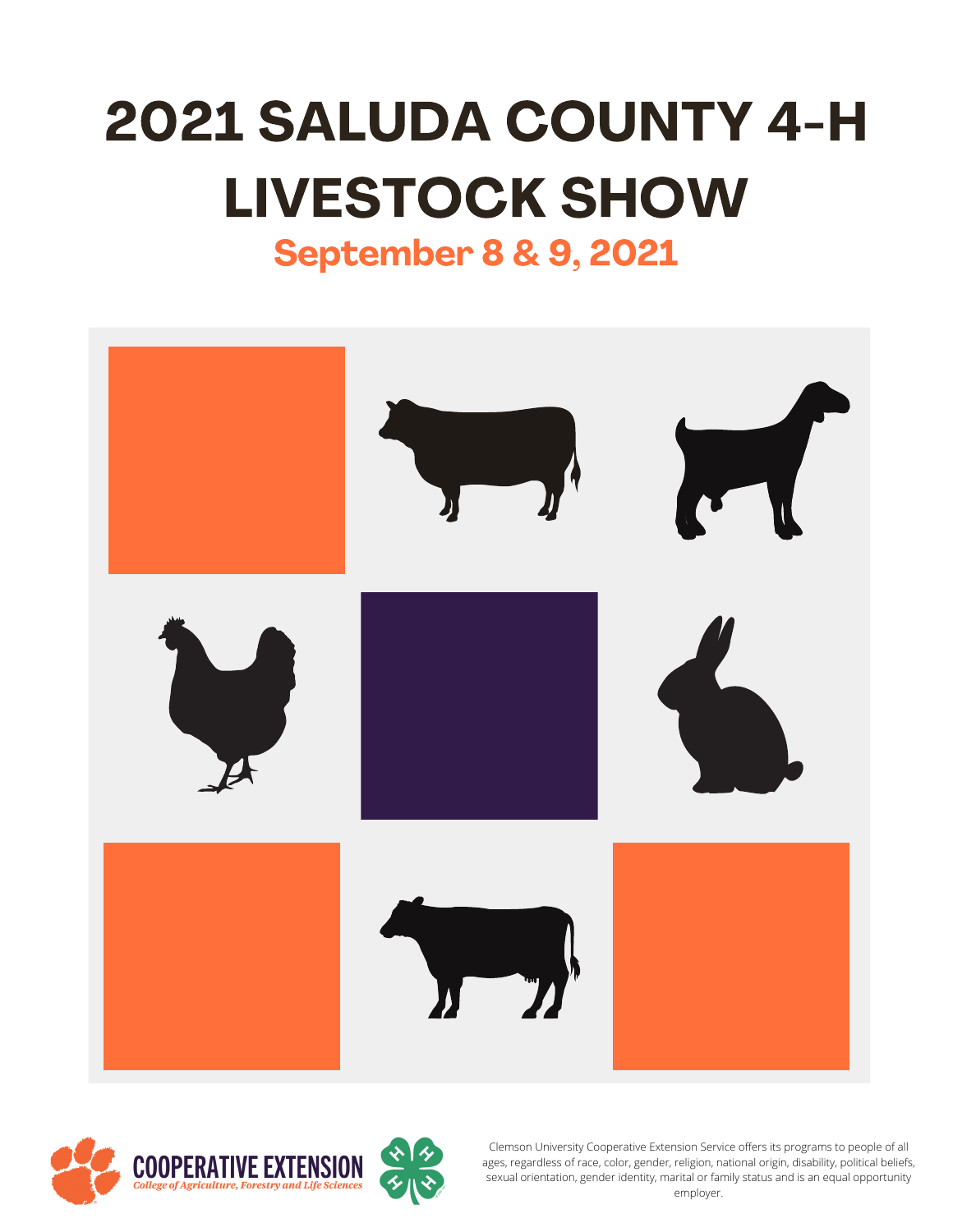# 2021 SALUDA COUNTY 4-H LIVESTOCK SHOW

## September 8 & 9, 2021

COOPERATIVE EXTENSION

*College of Agriculture, Forestry and Life Sciences*

Clemson University Cooperative Extension Service offers its programs to people of all ages, regardless of race, color, gender, religion, national origin, disability, political beliefs, sexual orientation, gender identity, marital or family status and is an equal opportunity employer.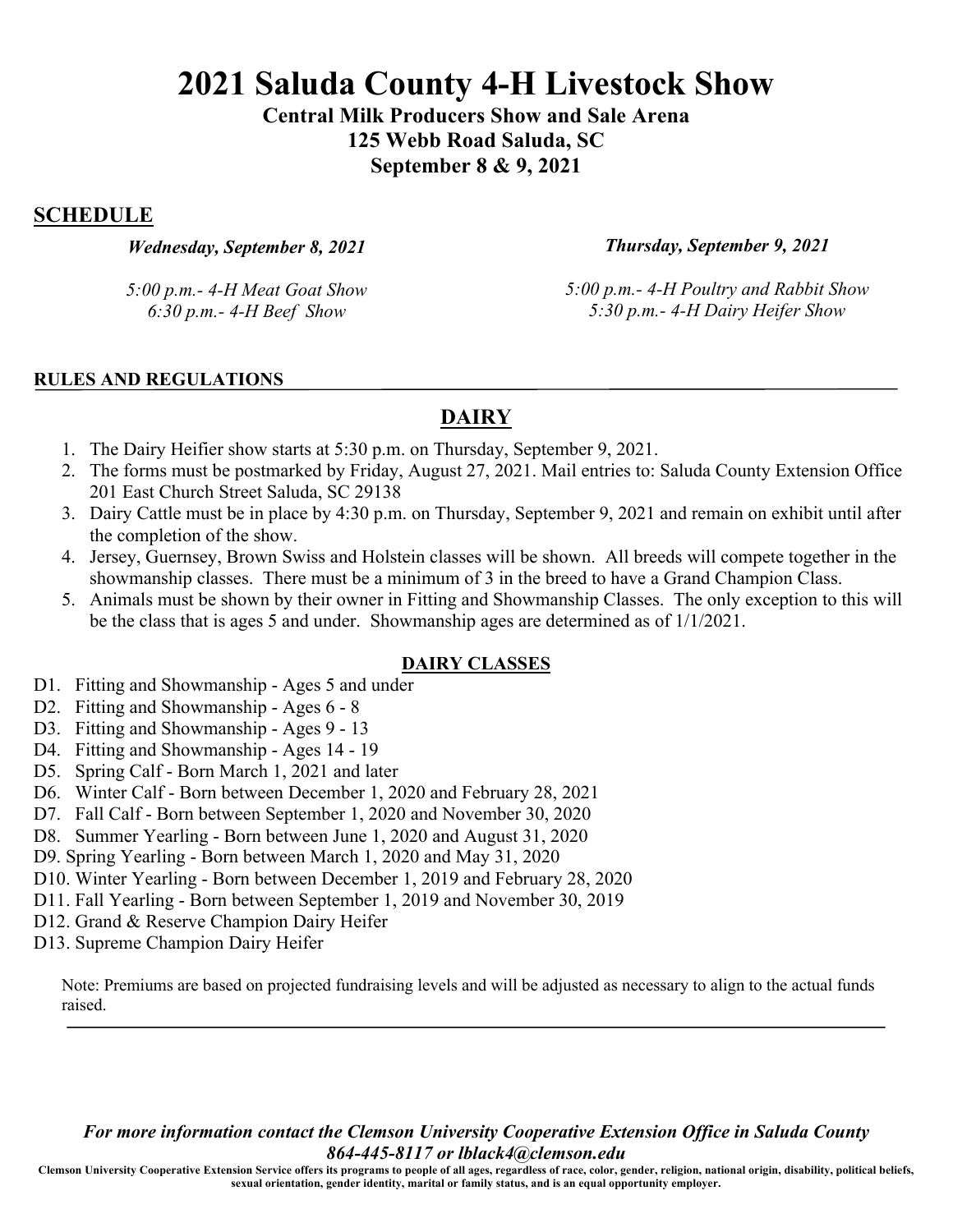# 2021 Saluda County 4-H Livestock Show

**Central Milk Producers Show and Sale Arena**
**125 Webb Road Saluda, SC**
**September 8 & 9, 2021**

## SCHEDULE

***Wednesday, September 8, 2021***

*5:00 p.m.- 4-H Meat Goat Show*
*6:30 p.m.- 4-H Beef Show*

***Thursday, September 9, 2021***

*5:00 p.m.- 4-H Poultry and Rabbit Show*
*5:30 p.m.- 4-H Dairy Heifer Show*

**RULES AND REGULATIONS**

## DAIRY

1. The Dairy Heifer show starts at 5:30 p.m. on Thursday, September 9, 2021.
2. The forms must be postmarked by Friday, August 27, 2021. Mail entries to: Saluda County Extension Office 201 East Church Street Saluda, SC 29138
3. Dairy Cattle must be in place by 4:30 p.m. on Thursday, September 9, 2021 and remain on exhibit until after the completion of the show.
4. Jersey, Guernsey, Brown Swiss and Holstein classes will be shown. All breeds will compete together in the showmanship classes. There must be a minimum of 3 in the breed to have a Grand Champion Class.
5. Animals must be shown by their owner in Fitting and Showmanship Classes. The only exception to this will be the class that is ages 5 and under. Showmanship ages are determined as of 1/1/2021.

### DAIRY CLASSES

- D1. Fitting and Showmanship - Ages 5 and under
- D2. Fitting and Showmanship - Ages 6 - 8
- D3. Fitting and Showmanship - Ages 9 - 13
- D4. Fitting and Showmanship - Ages 14 - 19
- D5. Spring Calf - Born March 1, 2021 and later
- D6. Winter Calf - Born between December 1, 2020 and February 28, 2021
- D7. Fall Calf - Born between September 1, 2020 and November 30, 2020
- D8. Summer Yearling - Born between June 1, 2020 and August 31, 2020
- D9. Spring Yearling - Born between March 1, 2020 and May 31, 2020
- D10. Winter Yearling - Born between December 1, 2019 and February 28, 2020
- D11. Fall Yearling - Born between September 1, 2019 and November 30, 2019
- D12. Grand & Reserve Champion Dairy Heifer
- D13. Supreme Champion Dairy Heifer

Note: Premiums are based on projected fundraising levels and will be adjusted as necessary to align to the actual funds raised.

***For more information contact the Clemson University Cooperative Extension Office in Saluda County***
***864-445-8117 or lblack4@clemson.edu***

**Clemson University Cooperative Extension Service offers its programs to people of all ages, regardless of race, color, gender, religion, national origin, disability, political beliefs, sexual orientation, gender identity, marital or family status, and is an equal opportunity employer.**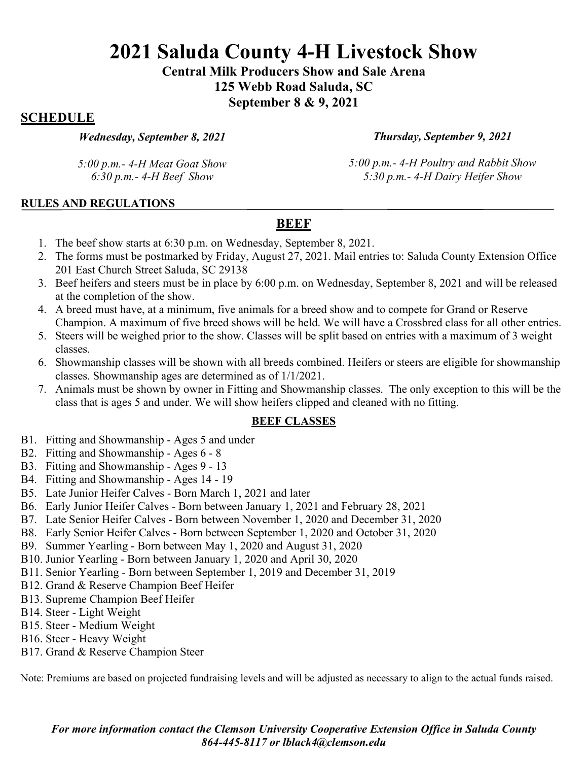# 2021 Saluda County 4-H Livestock Show

**Central Milk Producers Show and Sale Arena**
**125 Webb Road Saluda, SC**
**September 8 & 9, 2021**

## SCHEDULE

***Wednesday, September 8, 2021***

*5:00 p.m.- 4-H Meat Goat Show*
*6:30 p.m.- 4-H Beef Show*

***Thursday, September 9, 2021***

*5:00 p.m.- 4-H Poultry and Rabbit Show*
*5:30 p.m.- 4-H Dairy Heifer Show*

### RULES AND REGULATIONS

## BEEF

1. The beef show starts at 6:30 p.m. on Wednesday, September 8, 2021.
2. The forms must be postmarked by Friday, August 27, 2021. Mail entries to: Saluda County Extension Office 201 East Church Street Saluda, SC 29138
3. Beef heifers and steers must be in place by 6:00 p.m. on Wednesday, September 8, 2021 and will be released at the completion of the show.
4. A breed must have, at a minimum, five animals for a breed show and to compete for Grand or Reserve Champion. A maximum of five breed shows will be held. We will have a Crossbred class for all other entries.
5. Steers will be weighed prior to the show. Classes will be split based on entries with a maximum of 3 weight classes.
6. Showmanship classes will be shown with all breeds combined. Heifers or steers are eligible for showmanship classes. Showmanship ages are determined as of 1/1/2021.
7. Animals must be shown by owner in Fitting and Showmanship classes. The only exception to this will be the class that is ages 5 and under. We will show heifers clipped and cleaned with no fitting.

### BEEF CLASSES

B1. Fitting and Showmanship - Ages 5 and under
B2. Fitting and Showmanship - Ages 6 - 8
B3. Fitting and Showmanship - Ages 9 - 13
B4. Fitting and Showmanship - Ages 14 - 19
B5. Late Junior Heifer Calves - Born March 1, 2021 and later
B6. Early Junior Heifer Calves - Born between January 1, 2021 and February 28, 2021
B7. Late Senior Heifer Calves - Born between November 1, 2020 and December 31, 2020
B8. Early Senior Heifer Calves - Born between September 1, 2020 and October 31, 2020
B9. Summer Yearling - Born between May 1, 2020 and August 31, 2020
B10. Junior Yearling - Born between January 1, 2020 and April 30, 2020
B11. Senior Yearling - Born between September 1, 2019 and December 31, 2019
B12. Grand & Reserve Champion Beef Heifer
B13. Supreme Champion Beef Heifer
B14. Steer - Light Weight
B15. Steer - Medium Weight
B16. Steer - Heavy Weight
B17. Grand & Reserve Champion Steer

Note: Premiums are based on projected fundraising levels and will be adjusted as necessary to align to the actual funds raised.

***For more information contact the Clemson University Cooperative Extension Office in Saluda County 864-445-8117 or lblack4@clemson.edu***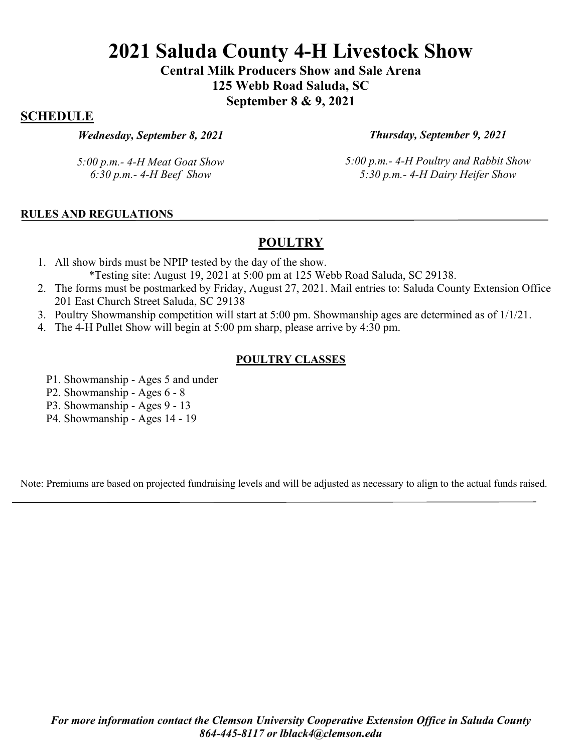# 2021 Saluda County 4-H Livestock Show

**Central Milk Producers Show and Sale Arena**
**125 Webb Road Saluda, SC**
**September 8 & 9, 2021**

## SCHEDULE

***Wednesday, September 8, 2021***

*5:00 p.m.- 4-H Meat Goat Show*
*6:30 p.m.- 4-H Beef Show*

***Thursday, September 9, 2021***

*5:00 p.m.- 4-H Poultry and Rabbit Show*
*5:30 p.m.- 4-H Dairy Heifer Show*

### RULES AND REGULATIONS

## POULTRY

1. All show birds must be NPIP tested by the day of the show.
   *Testing site: August 19, 2021 at 5:00 pm at 125 Webb Road Saluda, SC 29138.
2. The forms must be postmarked by Friday, August 27, 2021. Mail entries to: Saluda County Extension Office 201 East Church Street Saluda, SC 29138
3. Poultry Showmanship competition will start at 5:00 pm. Showmanship ages are determined as of 1/1/21.
4. The 4-H Pullet Show will begin at 5:00 pm sharp, please arrive by 4:30 pm.

### POULTRY CLASSES

P1. Showmanship - Ages 5 and under
P2. Showmanship - Ages 6 - 8
P3. Showmanship - Ages 9 - 13
P4. Showmanship - Ages 14 - 19

Note: Premiums are based on projected fundraising levels and will be adjusted as necessary to align to the actual funds raised.

***For more information contact the Clemson University Cooperative Extension Office in Saluda County 864-445-8117 or lblack4@clemson.edu***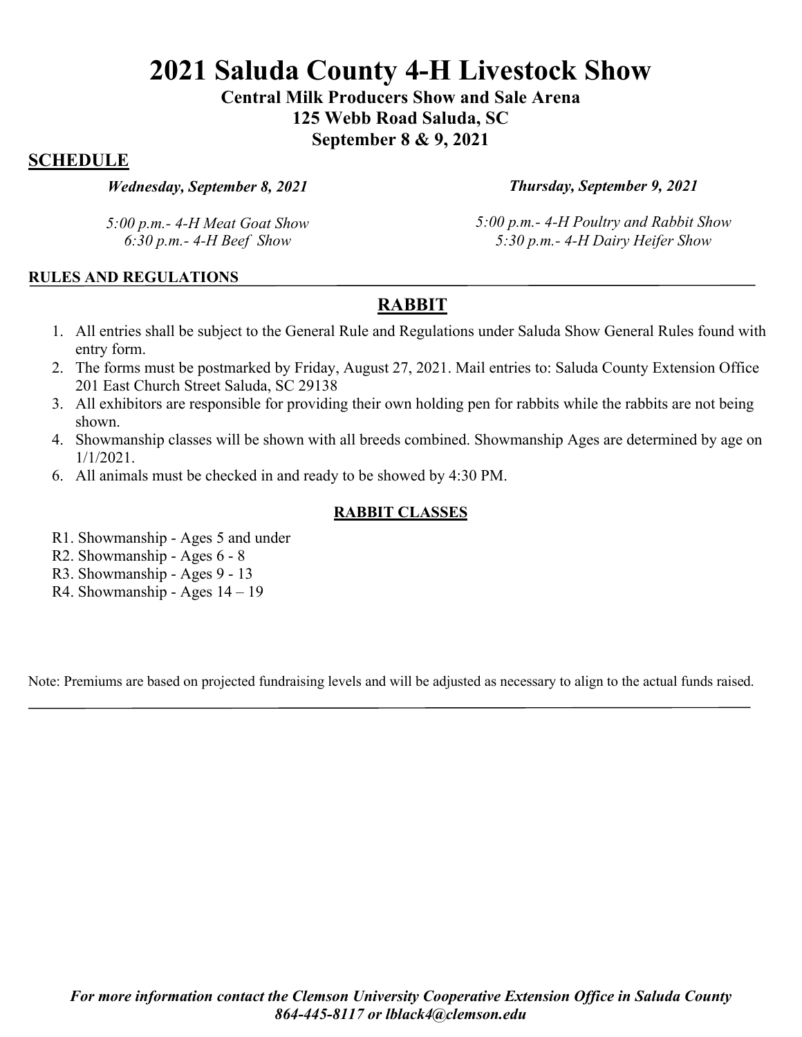# 2021 Saluda County 4-H Livestock Show

**Central Milk Producers Show and Sale Arena**
**125 Webb Road Saluda, SC**
**September 8 & 9, 2021**

## SCHEDULE

***Wednesday, September 8, 2021***

*5:00 p.m.- 4-H Meat Goat Show*
*6:30 p.m.- 4-H Beef Show*

***Thursday, September 9, 2021***

*5:00 p.m.- 4-H Poultry and Rabbit Show*
*5:30 p.m.- 4-H Dairy Heifer Show*

**RULES AND REGULATIONS**

## RABBIT

1. All entries shall be subject to the General Rule and Regulations under Saluda Show General Rules found with entry form.
2. The forms must be postmarked by Friday, August 27, 2021. Mail entries to: Saluda County Extension Office 201 East Church Street Saluda, SC 29138
3. All exhibitors are responsible for providing their own holding pen for rabbits while the rabbits are not being shown.
4. Showmanship classes will be shown with all breeds combined. Showmanship Ages are determined by age on 1/1/2021.
6. All animals must be checked in and ready to be showed by 4:30 PM.

### RABBIT CLASSES

R1. Showmanship - Ages 5 and under
R2. Showmanship - Ages 6 - 8
R3. Showmanship - Ages 9 - 13
R4. Showmanship - Ages 14 – 19

Note: Premiums are based on projected fundraising levels and will be adjusted as necessary to align to the actual funds raised.

***For more information contact the Clemson University Cooperative Extension Office in Saluda County 864-445-8117 or lblack4@clemson.edu***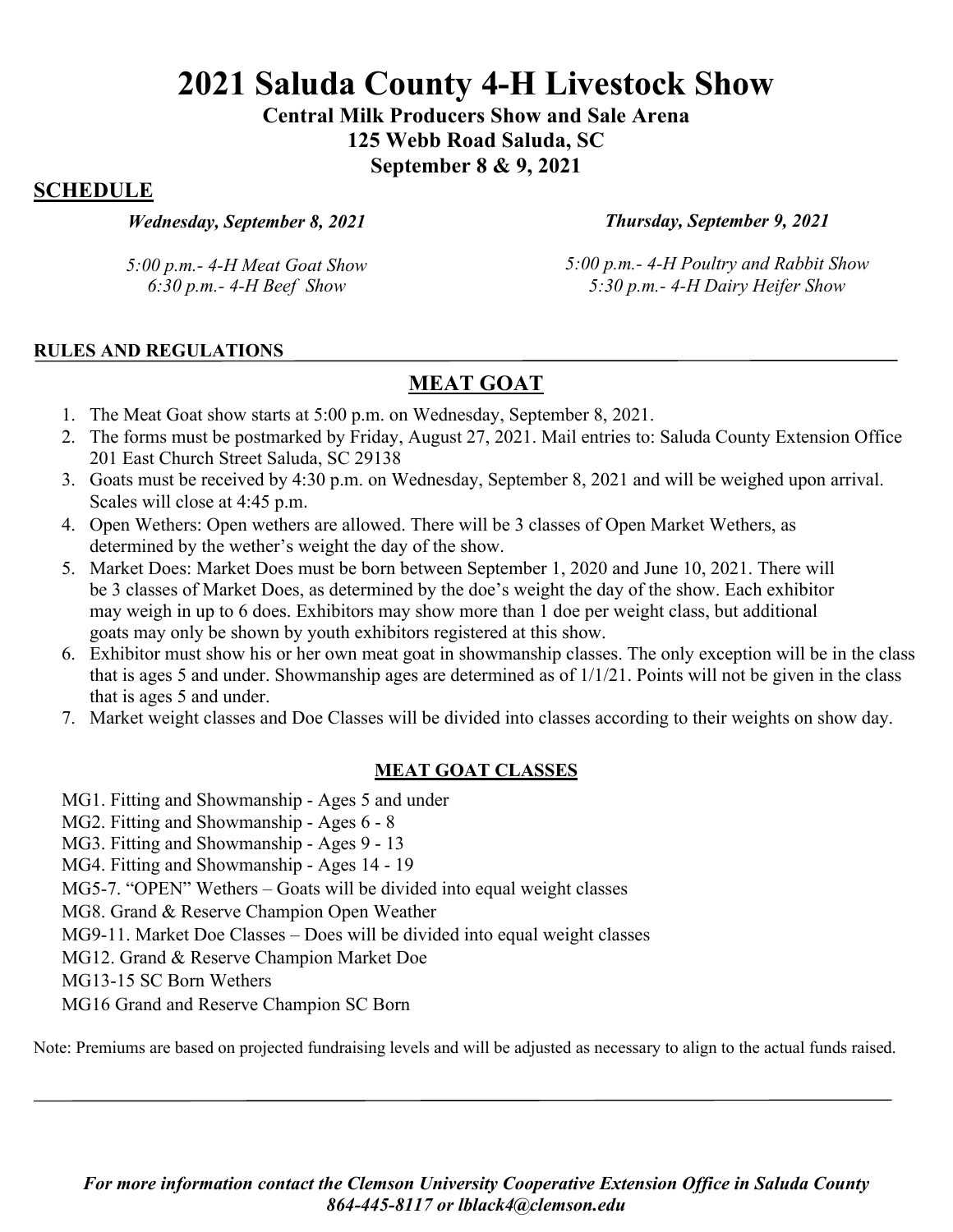# 2021 Saluda County 4-H Livestock Show

**Central Milk Producers Show and Sale Arena**
**125 Webb Road Saluda, SC**
**September 8 & 9, 2021**

## SCHEDULE

***Wednesday, September 8, 2021***

*5:00 p.m.- 4-H Meat Goat Show*
*6:30 p.m.- 4-H Beef Show*

***Thursday, September 9, 2021***

*5:00 p.m.- 4-H Poultry and Rabbit Show*
*5:30 p.m.- 4-H Dairy Heifer Show*

**RULES AND REGULATIONS**

## MEAT GOAT

1. The Meat Goat show starts at 5:00 p.m. on Wednesday, September 8, 2021.
2. The forms must be postmarked by Friday, August 27, 2021. Mail entries to: Saluda County Extension Office 201 East Church Street Saluda, SC 29138
3. Goats must be received by 4:30 p.m. on Wednesday, September 8, 2021 and will be weighed upon arrival. Scales will close at 4:45 p.m.
4. Open Wethers: Open wethers are allowed. There will be 3 classes of Open Market Wethers, as determined by the wether's weight the day of the show.
5. Market Does: Market Does must be born between September 1, 2020 and June 10, 2021. There will be 3 classes of Market Does, as determined by the doe's weight the day of the show. Each exhibitor may weigh in up to 6 does. Exhibitors may show more than 1 doe per weight class, but additional goats may only be shown by youth exhibitors registered at this show.
6. Exhibitor must show his or her own meat goat in showmanship classes. The only exception will be in the class that is ages 5 and under. Showmanship ages are determined as of 1/1/21. Points will not be given in the class that is ages 5 and under.
7. Market weight classes and Doe Classes will be divided into classes according to their weights on show day.

**MEAT GOAT CLASSES**

MG1. Fitting and Showmanship - Ages 5 and under
MG2. Fitting and Showmanship - Ages 6 - 8
MG3. Fitting and Showmanship - Ages 9 - 13
MG4. Fitting and Showmanship - Ages 14 - 19
MG5-7. "OPEN" Wethers – Goats will be divided into equal weight classes
MG8. Grand & Reserve Champion Open Weather
MG9-11. Market Doe Classes – Does will be divided into equal weight classes
MG12. Grand & Reserve Champion Market Doe
MG13-15 SC Born Wethers
MG16 Grand and Reserve Champion SC Born

Note: Premiums are based on projected fundraising levels and will be adjusted as necessary to align to the actual funds raised.

***For more information contact the Clemson University Cooperative Extension Office in Saluda County 864-445-8117 or lblack4@clemson.edu***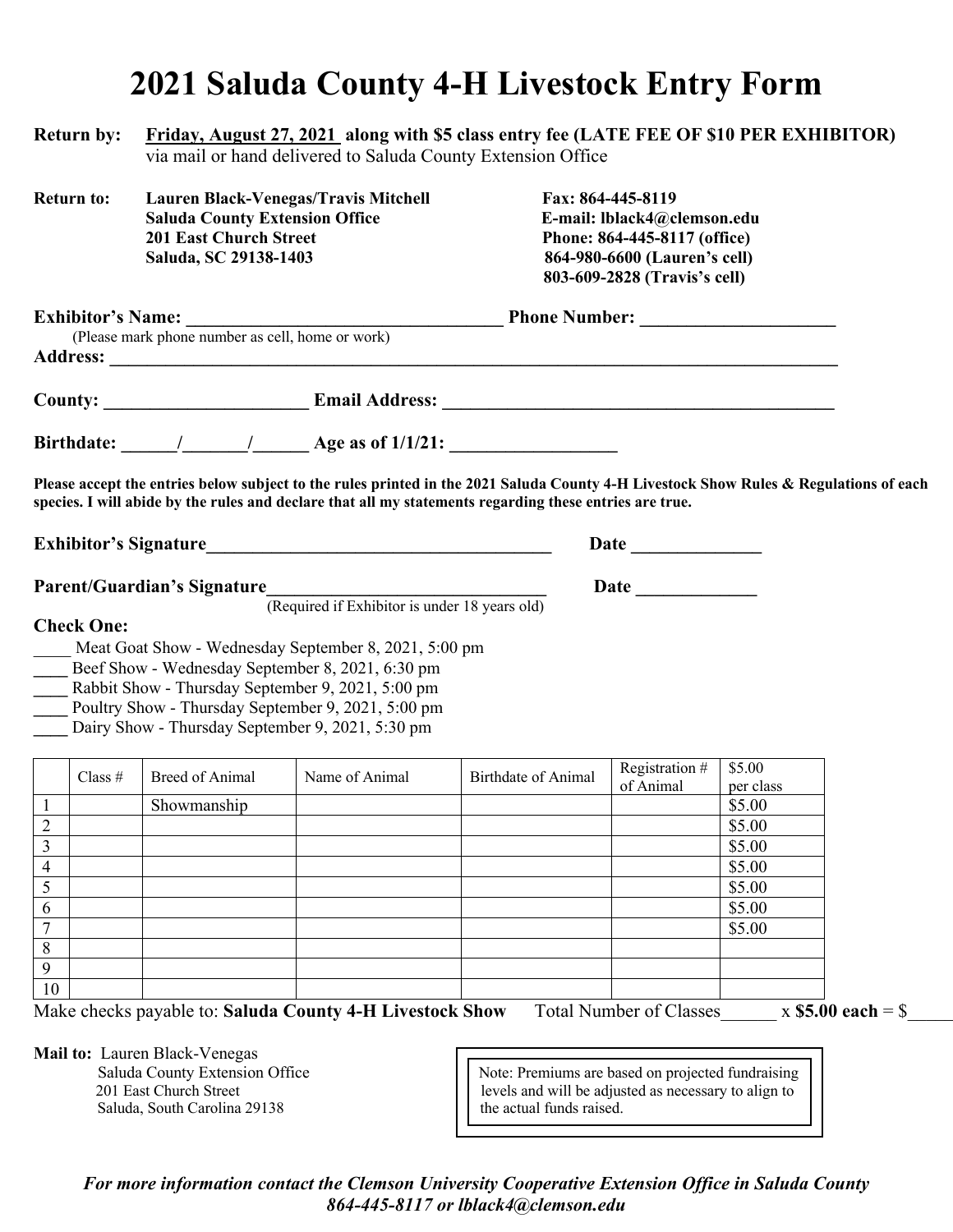// Form layout note: blank fill-in lines on the original form are reproduced as underscores.

# 2021 Saluda County 4-H Livestock Entry Form

**Return by:** **Friday, August 27, 2021 along with $5 class entry fee (LATE FEE OF $10 PER EXHIBITOR)** via mail or hand delivered to Saluda County Extension Office

**Return to:**
**Lauren Black-Venegas/Travis Mitchell**
**Saluda County Extension Office**
**201 East Church Street**
**Saluda, SC 29138-1403**

**Fax: 864-445-8119**
**E-mail: lblack4@clemson.edu**
**Phone: 864-445-8117 (office)**
**864-980-6600 (Lauren's cell)**
**803-609-2828 (Travis's cell)**

**Exhibitor's Name:** __________________________________ **Phone Number:** _____________________
(Please mark phone number as cell, home or work)

**Address:** ______________________________________________________________________________

**County:** ______________________ **Email Address:** ___________________________________________

**Birthdate:** ______/_______/______ **Age as of 1/1/21:** __________________

**Please accept the entries below subject to the rules printed in the 2021 Saluda County 4-H Livestock Show Rules & Regulations of each species. I will abide by the rules and declare that all my statements regarding these entries are true.**

**Exhibitor's Signature**______________________________________ **Date** ______________

**Parent/Guardian's Signature**______________________________ **Date** _____________
(Required if Exhibitor is under 18 years old)

**Check One:**

____ Meat Goat Show - Wednesday September 8, 2021, 5:00 pm
____ Beef Show - Wednesday September 8, 2021, 6:30 pm
____ Rabbit Show - Thursday September 9, 2021, 5:00 pm
____ Poultry Show - Thursday September 9, 2021, 5:00 pm
____ Dairy Show - Thursday September 9, 2021, 5:30 pm

| | Class # | Breed of Animal | Name of Animal | Birthdate of Animal | Registration # of Animal | $5.00 per class |
|---|---|---|---|---|---|---|
| 1 | | Showmanship | | | | $5.00 |
| 2 | | | | | | $5.00 |
| 3 | | | | | | $5.00 |
| 4 | | | | | | $5.00 |
| 5 | | | | | | $5.00 |
| 6 | | | | | | $5.00 |
| 7 | | | | | | $5.00 |
| 8 | | | | | | |
| 9 | | | | | | |
| 10 | | | | | | |

Make checks payable to: **Saluda County 4-H Livestock Show** Total Number of Classes______ x **$5.00 each** = $_____

**Mail to:** Lauren Black-Venegas
Saluda County Extension Office
201 East Church Street
Saluda, South Carolina 29138

> Note: Premiums are based on projected fundraising levels and will be adjusted as necessary to align to the actual funds raised.

***For more information contact the Clemson University Cooperative Extension Office in Saluda County 864-445-8117 or lblack4@clemson.edu***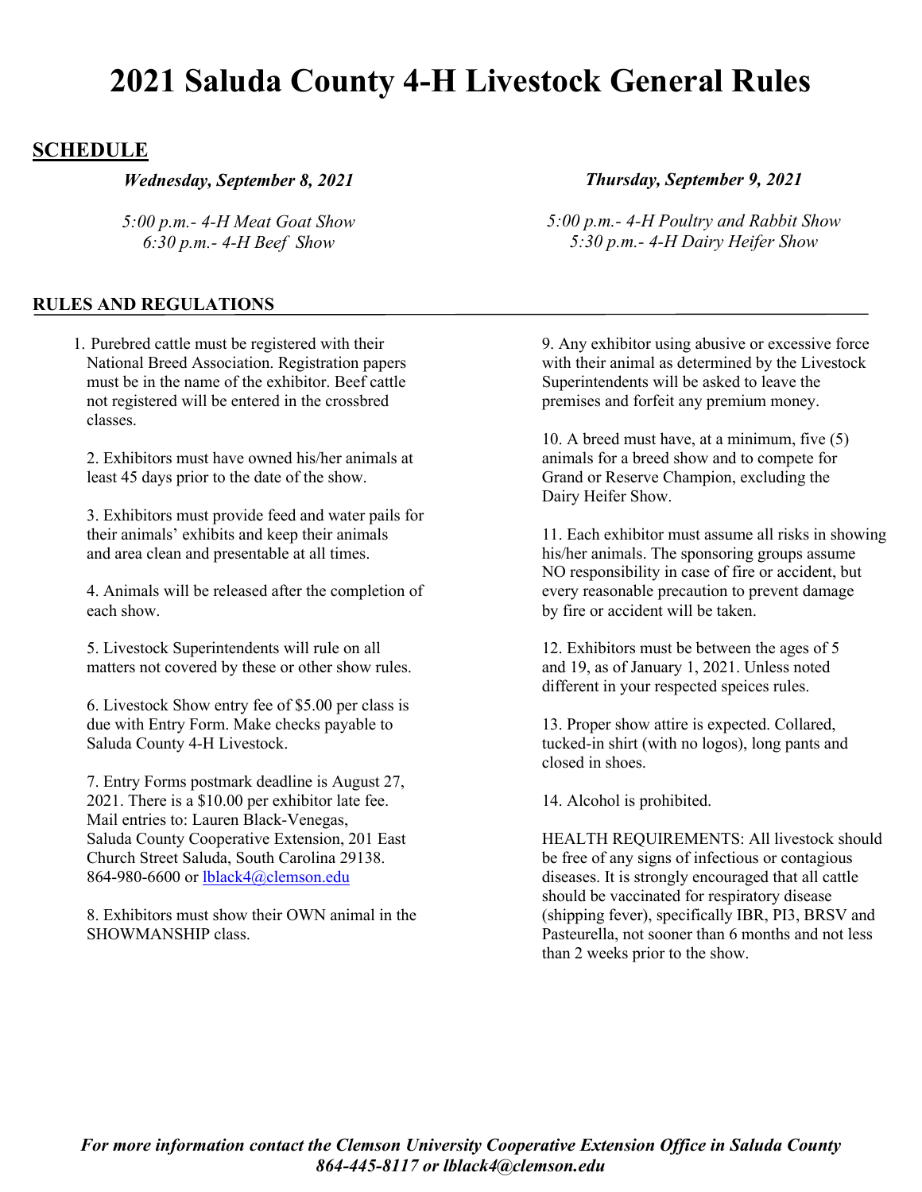# 2021 Saluda County 4-H Livestock General Rules

## SCHEDULE

*Wednesday, September 8, 2021*

*5:00 p.m.- 4-H Meat Goat Show*
*6:30 p.m.- 4-H Beef Show*

*Thursday, September 9, 2021*

*5:00 p.m.- 4-H Poultry and Rabbit Show*
*5:30 p.m.- 4-H Dairy Heifer Show*

### RULES AND REGULATIONS

1. Purebred cattle must be registered with their National Breed Association. Registration papers must be in the name of the exhibitor. Beef cattle not registered will be entered in the crossbred classes.

2. Exhibitors must have owned his/her animals at least 45 days prior to the date of the show.

3. Exhibitors must provide feed and water pails for their animals' exhibits and keep their animals and area clean and presentable at all times.

4. Animals will be released after the completion of each show.

5. Livestock Superintendents will rule on all matters not covered by these or other show rules.

6. Livestock Show entry fee of $5.00 per class is due with Entry Form. Make checks payable to Saluda County 4-H Livestock.

7. Entry Forms postmark deadline is August 27, 2021. There is a $10.00 per exhibitor late fee. Mail entries to: Lauren Black-Venegas, Saluda County Cooperative Extension, 201 East Church Street Saluda, South Carolina 29138. 864-980-6600 or lblack4@clemson.edu

8. Exhibitors must show their OWN animal in the SHOWMANSHIP class.

9. Any exhibitor using abusive or excessive force with their animal as determined by the Livestock Superintendents will be asked to leave the premises and forfeit any premium money.

10. A breed must have, at a minimum, five (5) animals for a breed show and to compete for Grand or Reserve Champion, excluding the Dairy Heifer Show.

11. Each exhibitor must assume all risks in showing his/her animals. The sponsoring groups assume NO responsibility in case of fire or accident, but every reasonable precaution to prevent damage by fire or accident will be taken.

12. Exhibitors must be between the ages of 5 and 19, as of January 1, 2021. Unless noted different in your respected speices rules.

13. Proper show attire is expected. Collared, tucked-in shirt (with no logos), long pants and closed in shoes.

14. Alcohol is prohibited.

HEALTH REQUIREMENTS: All livestock should be free of any signs of infectious or contagious diseases. It is strongly encouraged that all cattle should be vaccinated for respiratory disease (shipping fever), specifically IBR, PI3, BRSV and Pasteurella, not sooner than 6 months and not less than 2 weeks prior to the show.

***For more information contact the Clemson University Cooperative Extension Office in Saluda County 864-445-8117 or lblack4@clemson.edu***